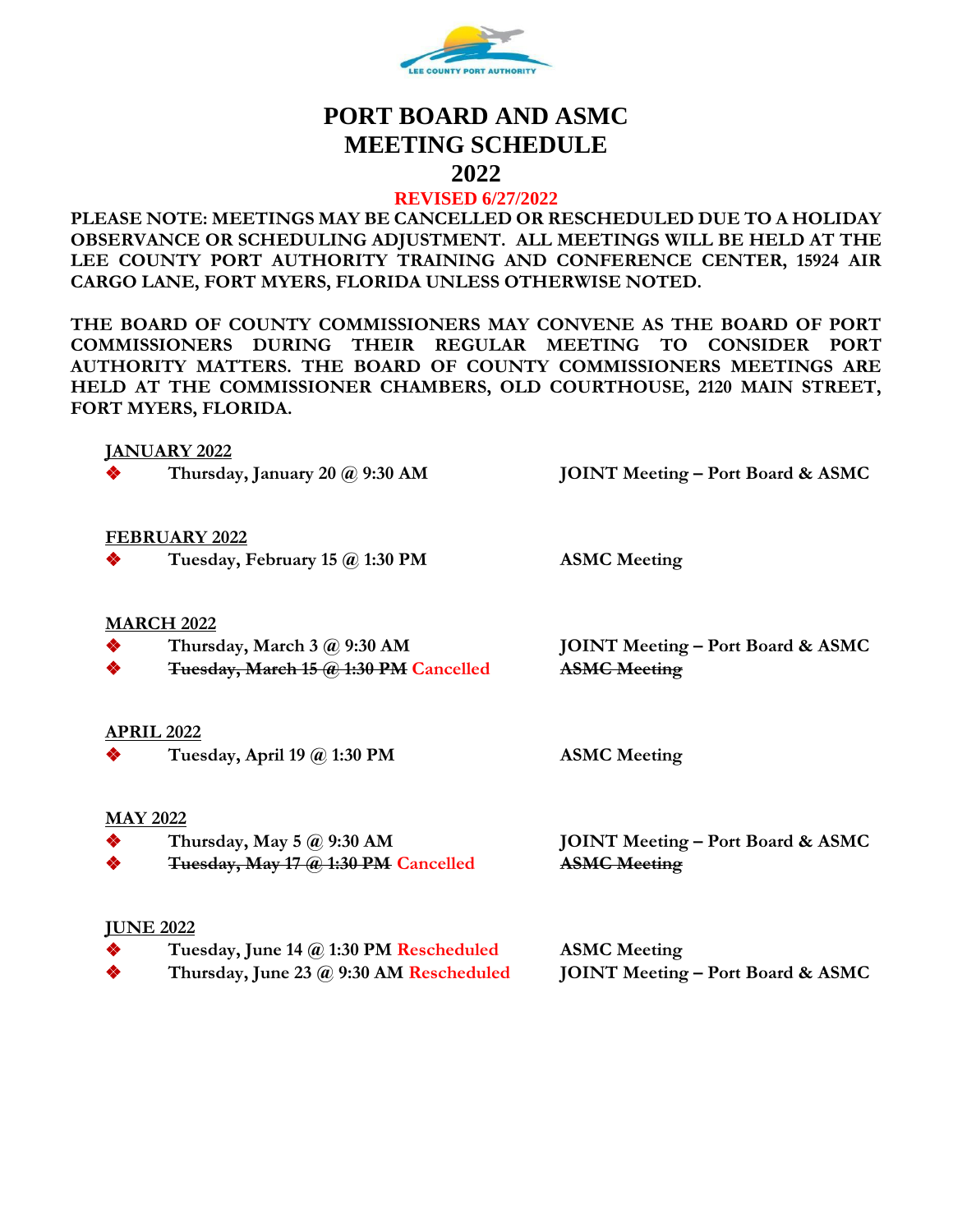LEE COUNTY PORT AUTHORITY

# PORT BOARD AND ASMC MEETING SCHEDULE 2022

**REVISED 6/27/2022**

**PLEASE NOTE: MEETINGS MAY BE CANCELLED OR RESCHEDULED DUE TO A HOLIDAY OBSERVANCE OR SCHEDULING ADJUSTMENT. ALL MEETINGS WILL BE HELD AT THE LEE COUNTY PORT AUTHORITY TRAINING AND CONFERENCE CENTER, 15924 AIR CARGO LANE, FORT MYERS, FLORIDA UNLESS OTHERWISE NOTED.**

**THE BOARD OF COUNTY COMMISSIONERS MAY CONVENE AS THE BOARD OF PORT COMMISSIONERS DURING THEIR REGULAR MEETING TO CONSIDER PORT AUTHORITY MATTERS. THE BOARD OF COUNTY COMMISSIONERS MEETINGS ARE HELD AT THE COMMISSIONER CHAMBERS, OLD COURTHOUSE, 2120 MAIN STREET, FORT MYERS, FLORIDA.**

**JANUARY 2022**

- **Thursday, January 20 @ 9:30 AM** — **JOINT Meeting – Port Board & ASMC**

**FEBRUARY 2022**

- **Tuesday, February 15 @ 1:30 PM** — **ASMC Meeting**

**MARCH 2022**

- **Thursday, March 3 @ 9:30 AM** — **JOINT Meeting – Port Board & ASMC**
- ~~**Tuesday, March 15 @ 1:30 PM**~~ Cancelled — ~~**ASMC Meeting**~~

**APRIL 2022**

- **Tuesday, April 19 @ 1:30 PM** — **ASMC Meeting**

**MAY 2022**

- **Thursday, May 5 @ 9:30 AM** — **JOINT Meeting – Port Board & ASMC**
- ~~**Tuesday, May 17 @ 1:30 PM**~~ Cancelled — ~~**ASMC Meeting**~~

**JUNE 2022**

- **Tuesday, June 14 @ 1:30 PM** Rescheduled — **ASMC Meeting**
- **Thursday, June 23 @ 9:30 AM** Rescheduled — **JOINT Meeting – Port Board & ASMC**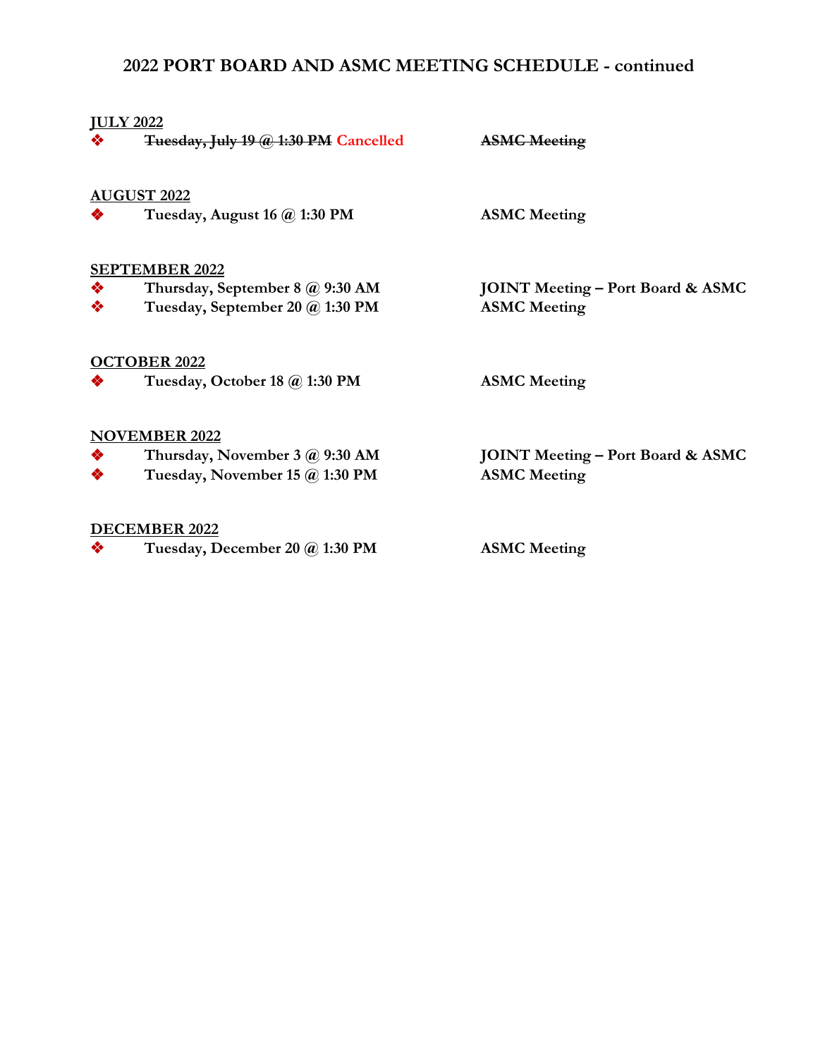## 2022 PORT BOARD AND ASMC MEETING SCHEDULE - continued

**JULY 2022**

- ~~**Tuesday, July 19 @ 1:30 PM**~~ **Cancelled** ~~**ASMC Meeting**~~

**AUGUST 2022**

- **Tuesday, August 16 @ 1:30 PM** **ASMC Meeting**

**SEPTEMBER 2022**

- **Thursday, September 8 @ 9:30 AM** **JOINT Meeting – Port Board & ASMC**
- **Tuesday, September 20 @ 1:30 PM** **ASMC Meeting**

**OCTOBER 2022**

- **Tuesday, October 18 @ 1:30 PM** **ASMC Meeting**

**NOVEMBER 2022**

- **Thursday, November 3 @ 9:30 AM** **JOINT Meeting – Port Board & ASMC**
- **Tuesday, November 15 @ 1:30 PM** **ASMC Meeting**

**DECEMBER 2022**

- **Tuesday, December 20 @ 1:30 PM** **ASMC Meeting**